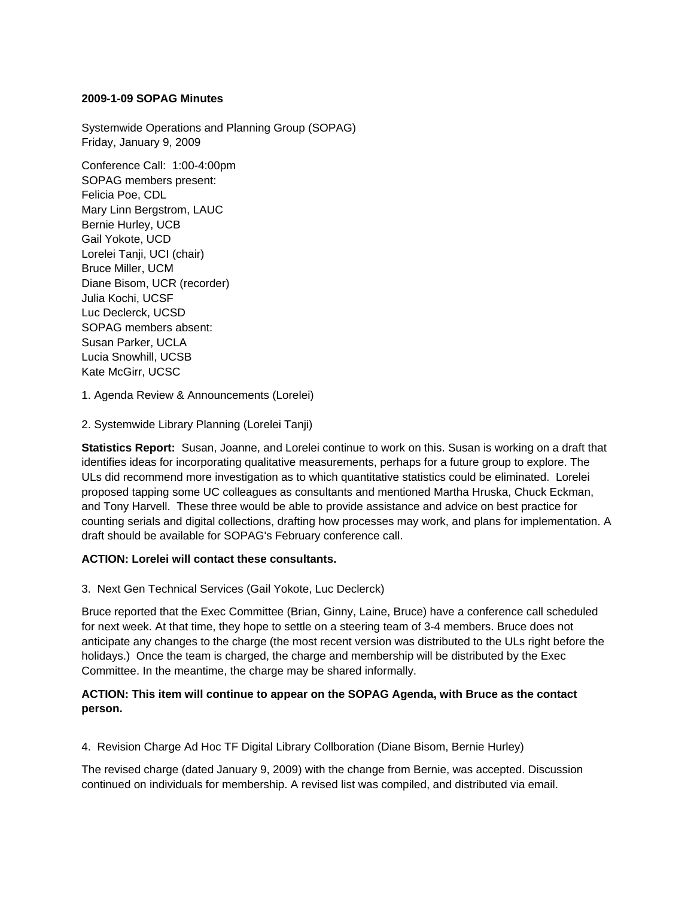**2009-1-09 SOPAG Minutes**

Systemwide Operations and Planning Group (SOPAG)
Friday, January 9, 2009

Conference Call: 1:00-4:00pm
SOPAG members present:
Felicia Poe, CDL
Mary Linn Bergstrom, LAUC
Bernie Hurley, UCB
Gail Yokote, UCD
Lorelei Tanji, UCI (chair)
Bruce Miller, UCM
Diane Bisom, UCR (recorder)
Julia Kochi, UCSF
Luc Declerck, UCSD
SOPAG members absent:
Susan Parker, UCLA
Lucia Snowhill, UCSB
Kate McGirr, UCSC

1. Agenda Review & Announcements (Lorelei)

2. Systemwide Library Planning (Lorelei Tanji)

**Statistics Report:** Susan, Joanne, and Lorelei continue to work on this. Susan is working on a draft that identifies ideas for incorporating qualitative measurements, perhaps for a future group to explore. The ULs did recommend more investigation as to which quantitative statistics could be eliminated. Lorelei proposed tapping some UC colleagues as consultants and mentioned Martha Hruska, Chuck Eckman, and Tony Harvell. These three would be able to provide assistance and advice on best practice for counting serials and digital collections, drafting how processes may work, and plans for implementation. A draft should be available for SOPAG's February conference call.

**ACTION: Lorelei will contact these consultants.**

3. Next Gen Technical Services (Gail Yokote, Luc Declerck)

Bruce reported that the Exec Committee (Brian, Ginny, Laine, Bruce) have a conference call scheduled for next week. At that time, they hope to settle on a steering team of 3-4 members. Bruce does not anticipate any changes to the charge (the most recent version was distributed to the ULs right before the holidays.) Once the team is charged, the charge and membership will be distributed by the Exec Committee. In the meantime, the charge may be shared informally.

**ACTION: This item will continue to appear on the SOPAG Agenda, with Bruce as the contact person.**

4. Revision Charge Ad Hoc TF Digital Library Collboration (Diane Bisom, Bernie Hurley)

The revised charge (dated January 9, 2009) with the change from Bernie, was accepted. Discussion continued on individuals for membership. A revised list was compiled, and distributed via email.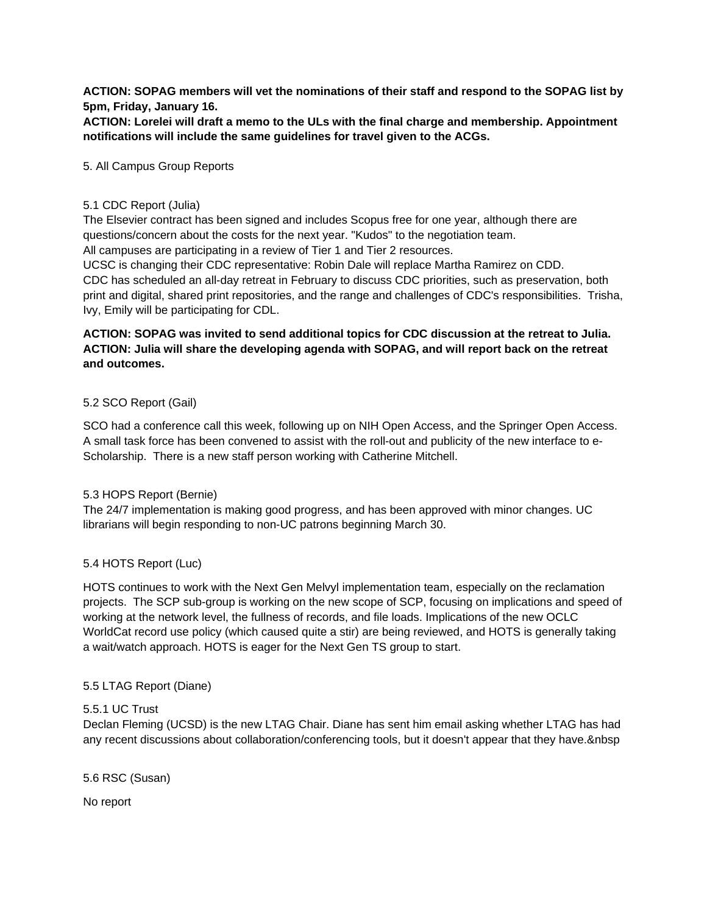**ACTION: SOPAG members will vet the nominations of their staff and respond to the SOPAG list by 5pm, Friday, January 16.**
**ACTION: Lorelei will draft a memo to the ULs with the final charge and membership. Appointment notifications will include the same guidelines for travel given to the ACGs.**

5. All Campus Group Reports

5.1 CDC Report (Julia)
The Elsevier contract has been signed and includes Scopus free for one year, although there are questions/concern about the costs for the next year. "Kudos" to the negotiation team.
All campuses are participating in a review of Tier 1 and Tier 2 resources.
UCSC is changing their CDC representative: Robin Dale will replace Martha Ramirez on CDD.
CDC has scheduled an all-day retreat in February to discuss CDC priorities, such as preservation, both print and digital, shared print repositories, and the range and challenges of CDC's responsibilities. Trisha, Ivy, Emily will be participating for CDL.

**ACTION: SOPAG was invited to send additional topics for CDC discussion at the retreat to Julia.**
**ACTION: Julia will share the developing agenda with SOPAG, and will report back on the retreat and outcomes.**

5.2 SCO Report (Gail)

SCO had a conference call this week, following up on NIH Open Access, and the Springer Open Access. A small task force has been convened to assist with the roll-out and publicity of the new interface to e-Scholarship. There is a new staff person working with Catherine Mitchell.

5.3 HOPS Report (Bernie)
The 24/7 implementation is making good progress, and has been approved with minor changes. UC librarians will begin responding to non-UC patrons beginning March 30.

5.4 HOTS Report (Luc)

HOTS continues to work with the Next Gen Melvyl implementation team, especially on the reclamation projects. The SCP sub-group is working on the new scope of SCP, focusing on implications and speed of working at the network level, the fullness of records, and file loads. Implications of the new OCLC WorldCat record use policy (which caused quite a stir) are being reviewed, and HOTS is generally taking a wait/watch approach. HOTS is eager for the Next Gen TS group to start.

5.5 LTAG Report (Diane)

5.5.1 UC Trust
Declan Fleming (UCSD) is the new LTAG Chair. Diane has sent him email asking whether LTAG has had any recent discussions about collaboration/conferencing tools, but it doesn't appear that they have.&nbsp

5.6 RSC (Susan)

No report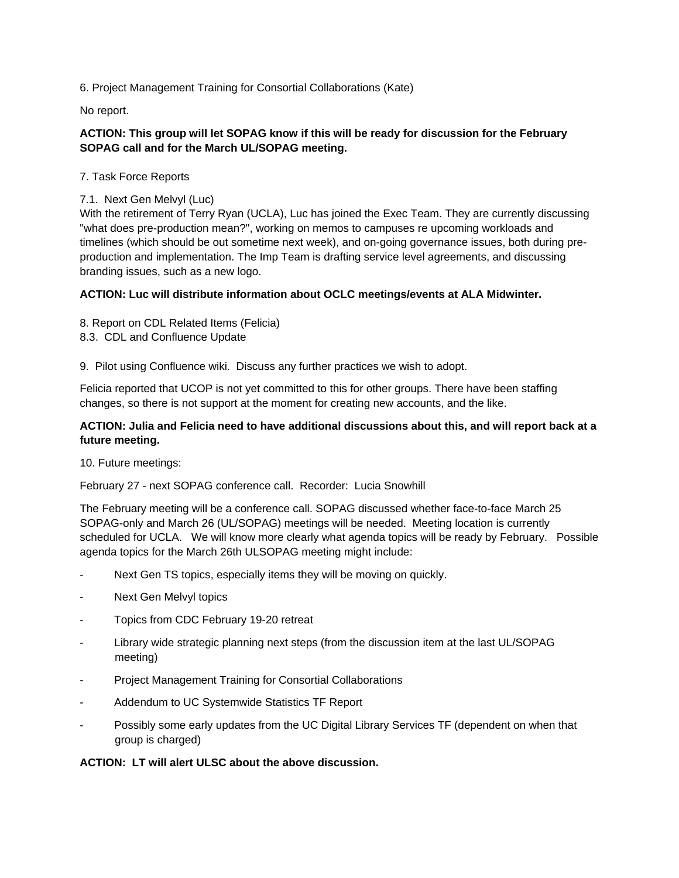6. Project Management Training for Consortial Collaborations (Kate)

No report.

**ACTION: This group will let SOPAG know if this will be ready for discussion for the February SOPAG call and for the March UL/SOPAG meeting.**

7. Task Force Reports

7.1. Next Gen Melvyl (Luc)
With the retirement of Terry Ryan (UCLA), Luc has joined the Exec Team. They are currently discussing "what does pre-production mean?", working on memos to campuses re upcoming workloads and timelines (which should be out sometime next week), and on-going governance issues, both during pre-production and implementation. The Imp Team is drafting service level agreements, and discussing branding issues, such as a new logo.

**ACTION: Luc will distribute information about OCLC meetings/events at ALA Midwinter.**

8. Report on CDL Related Items (Felicia)
8.3. CDL and Confluence Update

9. Pilot using Confluence wiki. Discuss any further practices we wish to adopt.

Felicia reported that UCOP is not yet committed to this for other groups. There have been staffing changes, so there is not support at the moment for creating new accounts, and the like.

**ACTION: Julia and Felicia need to have additional discussions about this, and will report back at a future meeting.**

10. Future meetings:

February 27 - next SOPAG conference call. Recorder: Lucia Snowhill

The February meeting will be a conference call. SOPAG discussed whether face-to-face March 25 SOPAG-only and March 26 (UL/SOPAG) meetings will be needed. Meeting location is currently scheduled for UCLA. We will know more clearly what agenda topics will be ready by February. Possible agenda topics for the March 26th ULSOPAG meeting might include:

- Next Gen TS topics, especially items they will be moving on quickly.
- Next Gen Melvyl topics
- Topics from CDC February 19-20 retreat
- Library wide strategic planning next steps (from the discussion item at the last UL/SOPAG meeting)
- Project Management Training for Consortial Collaborations
- Addendum to UC Systemwide Statistics TF Report
- Possibly some early updates from the UC Digital Library Services TF (dependent on when that group is charged)

**ACTION: LT will alert ULSC about the above discussion.**